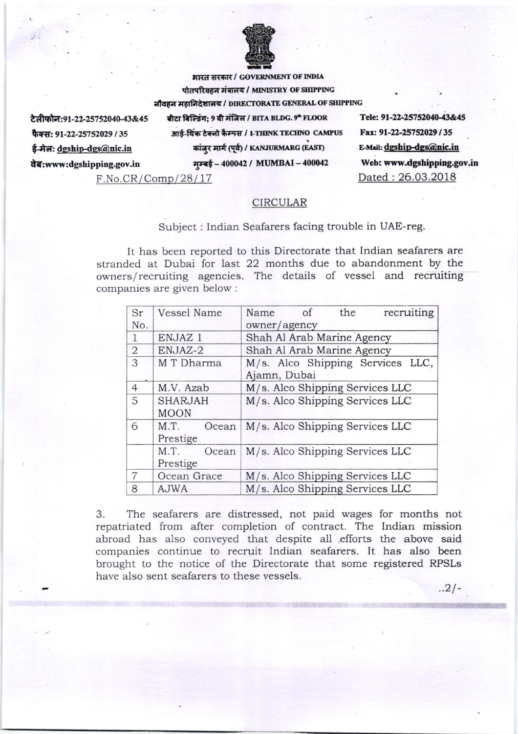भारत सरकार / GOVERNMENT OF INDIA

पोतपरिवहन मंत्रालय / MINISTRY OF SHIPPING

नौवहन महानिदेशालय / DIRECTORATE GENERAL OF SHIPPING

टेलीफोन:91-22-25752040-43&45
फैक्स: 91-22-25752029 / 35
ई-मेल: dgship-dgs@nic.in
वेब:www.dgshipping.gov.in

बीटा बिल्डिंग; 9 वी मंजिल / BITA BLDG. 9th FLOOR
आई-थिंक टेक्नो कैम्पस / I-THINK TECHNO CAMPUS
कांजुर मार्ग (पूर्व) / KANJURMARG (EAST)
मुम्बई – 400042 / MUMBAI – 400042

Tele: 91-22-25752040-43&45
Fax: 91-22-25752029 / 35
E-Mail: dgship-dgs@nic.in
Web: www.dgshipping.gov.in

F.No.CR/Comp/28/17

Dated : 26.03.2018

## CIRCULAR

Subject : Indian Seafarers facing trouble in UAE-reg.

It has been reported to this Directorate that Indian seafarers are stranded at Dubai for last 22 months due to abandonment by the owners/recruiting agencies. The details of vessel and recruiting companies are given below :

| Sr No. | Vessel Name | Name of the recruiting owner/agency |
|---|---|---|
| 1 | ENJAZ 1 | Shah Al Arab Marine Agency |
| 2 | ENJAZ-2 | Shah Al Arab Marine Agency |
| 3 | M T Dharma | M/s. Alco Shipping Services LLC, Ajamn, Dubai |
| 4 | M.V. Azab | M/s. Alco Shipping Services LLC |
| 5 | SHARJAH MOON | M/s. Alco Shipping Services LLC |
| 6 | M.T. Ocean Prestige | M/s. Alco Shipping Services LLC |
| | M.T. Ocean Prestige | M/s. Alco Shipping Services LLC |
| 7 | Ocean Grace | M/s. Alco Shipping Services LLC |
| 8 | AJWA | M/s. Alco Shipping Services LLC |

3. The seafarers are distressed, not paid wages for months not repatriated from after completion of contract. The Indian mission abroad has also conveyed that despite all efforts the above said companies continue to recruit Indian seafarers. It has also been brought to the notice of the Directorate that some registered RPSLs have also sent seafarers to these vessels.

..2/-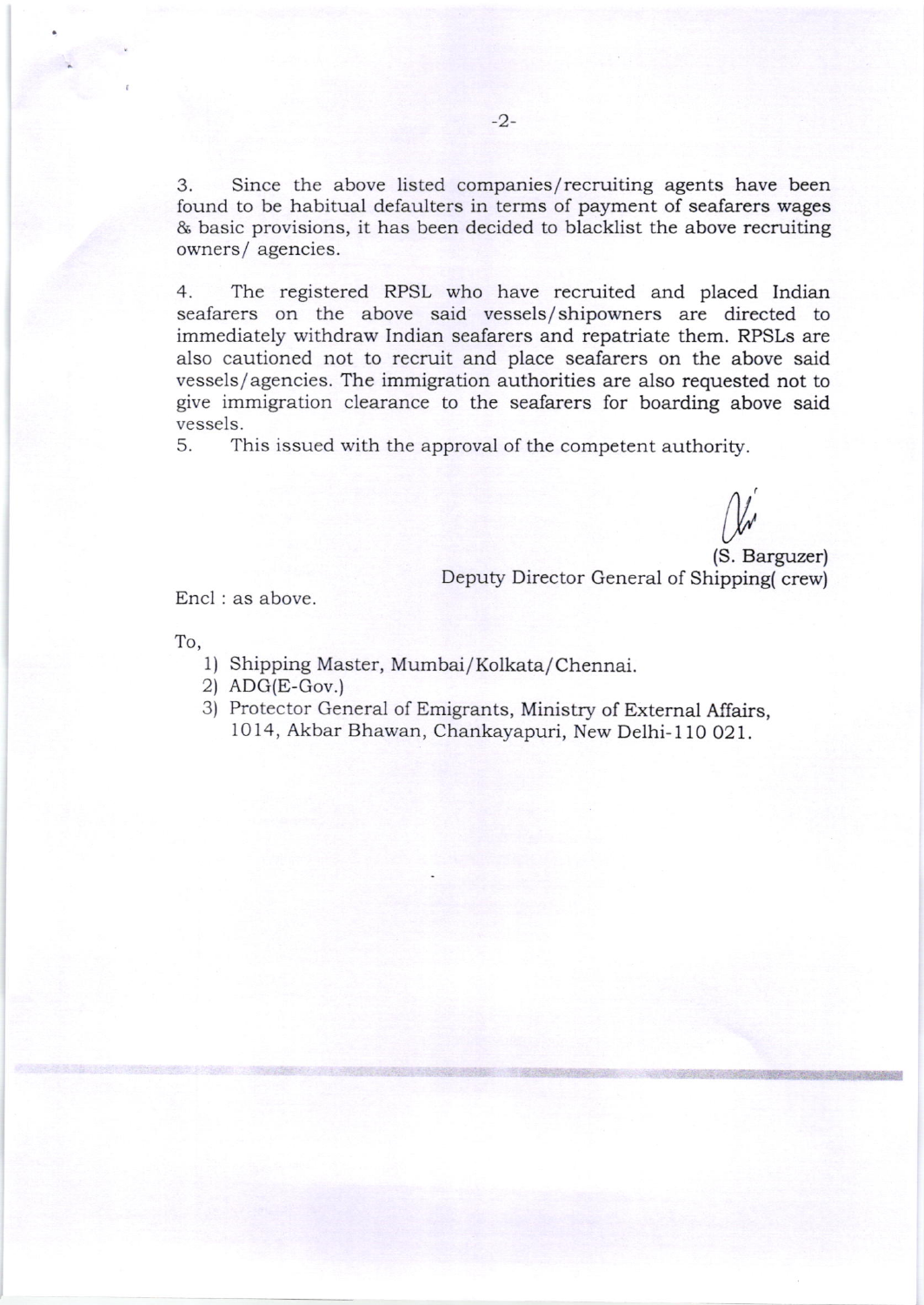3. Since the above listed companies/recruiting agents have been found to be habitual defaulters in terms of payment of seafarers wages & basic provisions, it has been decided to blacklist the above recruiting owners/ agencies.

4. The registered RPSL who have recruited and placed Indian seafarers on the above said vessels/shipowners are directed to immediately withdraw Indian seafarers and repatriate them. RPSLs are also cautioned not to recruit and place seafarers on the above said vessels/agencies. The immigration authorities are also requested not to give immigration clearance to the seafarers for boarding above said vessels.

5. This issued with the approval of the competent authority.

(S. Barguzer)
Deputy Director General of Shipping( crew)

Encl : as above.

To,

1) Shipping Master, Mumbai/Kolkata/Chennai.
2) ADG(E-Gov.)
3) Protector General of Emigrants, Ministry of External Affairs, 1014, Akbar Bhawan, Chankayapuri, New Delhi-110 021.